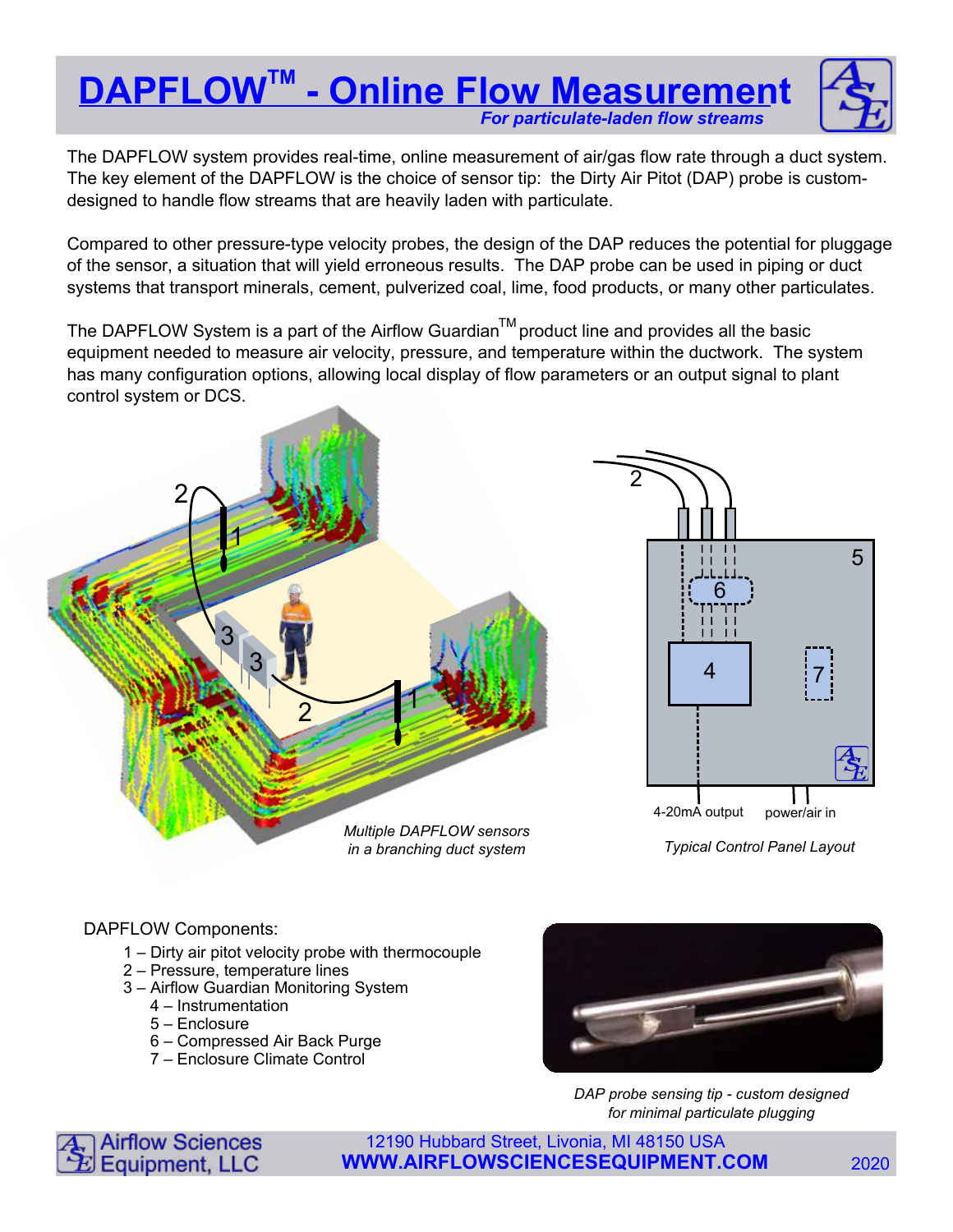# DAPFLOW™ - Online Flow Measurement

*For particulate-laden flow streams*

The DAPFLOW system provides real-time, online measurement of air/gas flow rate through a duct system. The key element of the DAPFLOW is the choice of sensor tip: the Dirty Air Pitot (DAP) probe is custom-designed to handle flow streams that are heavily laden with particulate.

Compared to other pressure-type velocity probes, the design of the DAP reduces the potential for pluggage of the sensor, a situation that will yield erroneous results. The DAP probe can be used in piping or duct systems that transport minerals, cement, pulverized coal, lime, food products, or many other particulates.

The DAPFLOW System is a part of the Airflow Guardian™ product line and provides all the basic equipment needed to measure air velocity, pressure, and temperature within the ductwork. The system has many configuration options, allowing local display of flow parameters or an output signal to plant control system or DCS.

*Multiple DAPFLOW sensors in a branching duct system*

*Typical Control Panel Layout*

DAPFLOW Components:

- 1 – Dirty air pitot velocity probe with thermocouple
- 2 – Pressure, temperature lines
- 3 – Airflow Guardian Monitoring System
  - 4 – Instrumentation
  - 5 – Enclosure
  - 6 – Compressed Air Back Purge
  - 7 – Enclosure Climate Control

*DAP probe sensing tip - custom designed for minimal particulate plugging*

Airflow Sciences Equipment, LLC

12190 Hubbard Street, Livonia, MI 48150 USA

**WWW.AIRFLOWSCIENCESEQUIPMENT.COM**

2020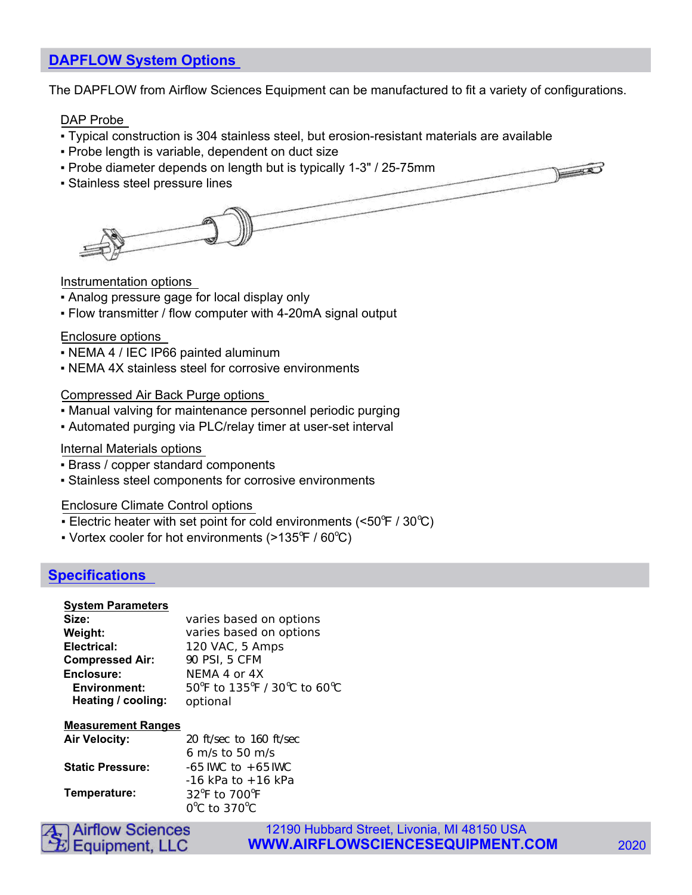## DAPFLOW System Options

The DAPFLOW from Airflow Sciences Equipment can be manufactured to fit a variety of configurations.

### DAP Probe

- Typical construction is 304 stainless steel, but erosion-resistant materials are available
- Probe length is variable, dependent on duct size
- Probe diameter depends on length but is typically 1-3" / 25-75mm
- Stainless steel pressure lines

### Instrumentation options

- Analog pressure gage for local display only
- Flow transmitter / flow computer with 4-20mA signal output

### Enclosure options

- NEMA 4 / IEC IP66 painted aluminum
- NEMA 4X stainless steel for corrosive environments

### Compressed Air Back Purge options

- Manual valving for maintenance personnel periodic purging
- Automated purging via PLC/relay timer at user-set interval

### Internal Materials options

- Brass / copper standard components
- Stainless steel components for corrosive environments

### Enclosure Climate Control options

- Electric heater with set point for cold environments (<50℉ / 30℃)
- Vortex cooler for hot environments (>135℉ / 60℃)

## Specifications

| **System Parameters** | |
|---|---|
| **Size:** | varies based on options |
| **Weight:** | varies based on options |
| **Electrical:** | 120 VAC, 5 Amps |
| **Compressed Air:** | 90 PSI, 5 CFM |
| **Enclosure:** | NEMA 4 or 4X |
| **Environment:** | 50℉ to 135℉ / 30℃ to 60℃ |
| **Heating / cooling:** | optional |

| **Measurement Ranges** | |
|---|---|
| **Air Velocity:** | 20 ft/sec to 160 ft/sec<br>6 m/s to 50 m/s |
| **Static Pressure:** | -65 IWC to +65 IWC<br>-16 kPa to +16 kPa |
| **Temperature:** | 32℉ to 700℉<br>0℃ to 370℃ |

Airflow Sciences Equipment, LLC

12190 Hubbard Street, Livonia, MI 48150 USA

WWW.AIRFLOWSCIENCESEQUIPMENT.COM

2020